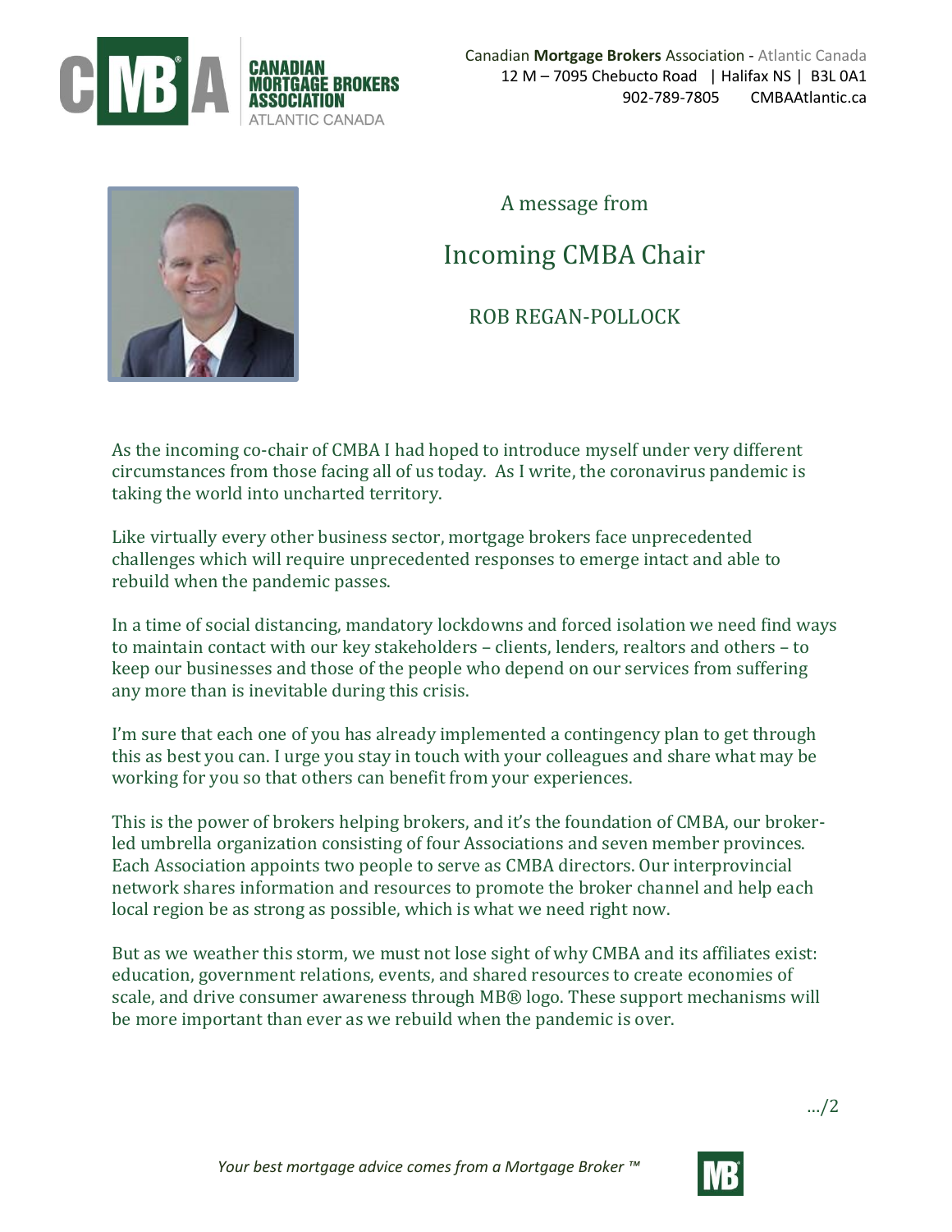Canadian **Mortgage Brokers** Association - Atlantic Canada
12 M – 7095 Chebucto Road | Halifax NS | B3L 0A1
902-789-7805 CMBAAtlantic.ca

A message from

# Incoming CMBA Chair

## ROB REGAN-POLLOCK

As the incoming co-chair of CMBA I had hoped to introduce myself under very different circumstances from those facing all of us today. As I write, the coronavirus pandemic is taking the world into uncharted territory.

Like virtually every other business sector, mortgage brokers face unprecedented challenges which will require unprecedented responses to emerge intact and able to rebuild when the pandemic passes.

In a time of social distancing, mandatory lockdowns and forced isolation we need find ways to maintain contact with our key stakeholders – clients, lenders, realtors and others – to keep our businesses and those of the people who depend on our services from suffering any more than is inevitable during this crisis.

I'm sure that each one of you has already implemented a contingency plan to get through this as best you can. I urge you stay in touch with your colleagues and share what may be working for you so that others can benefit from your experiences.

This is the power of brokers helping brokers, and it's the foundation of CMBA, our broker-led umbrella organization consisting of four Associations and seven member provinces. Each Association appoints two people to serve as CMBA directors. Our interprovincial network shares information and resources to promote the broker channel and help each local region be as strong as possible, which is what we need right now.

But as we weather this storm, we must not lose sight of why CMBA and its affiliates exist: education, government relations, events, and shared resources to create economies of scale, and drive consumer awareness through MB® logo. These support mechanisms will be more important than ever as we rebuild when the pandemic is over.

.../2

*Your best mortgage advice comes from a Mortgage Broker ™*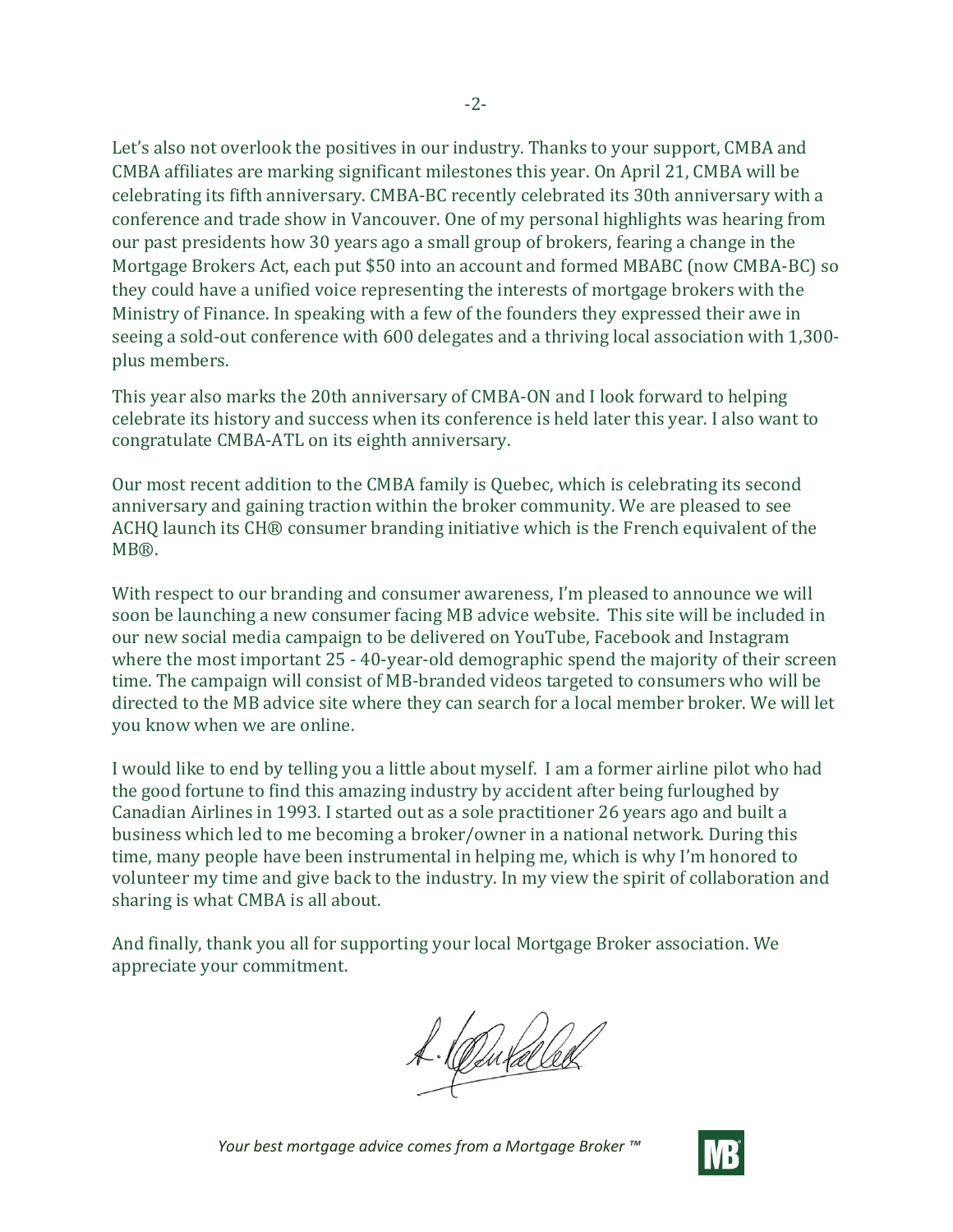Let's also not overlook the positives in our industry. Thanks to your support, CMBA and CMBA affiliates are marking significant milestones this year. On April 21, CMBA will be celebrating its fifth anniversary. CMBA-BC recently celebrated its 30th anniversary with a conference and trade show in Vancouver. One of my personal highlights was hearing from our past presidents how 30 years ago a small group of brokers, fearing a change in the Mortgage Brokers Act, each put $50 into an account and formed MBABC (now CMBA-BC) so they could have a unified voice representing the interests of mortgage brokers with the Ministry of Finance. In speaking with a few of the founders they expressed their awe in seeing a sold-out conference with 600 delegates and a thriving local association with 1,300-plus members.

This year also marks the 20th anniversary of CMBA-ON and I look forward to helping celebrate its history and success when its conference is held later this year. I also want to congratulate CMBA-ATL on its eighth anniversary.

Our most recent addition to the CMBA family is Quebec, which is celebrating its second anniversary and gaining traction within the broker community. We are pleased to see ACHQ launch its CH® consumer branding initiative which is the French equivalent of the MB®.

With respect to our branding and consumer awareness, I'm pleased to announce we will soon be launching a new consumer facing MB advice website. This site will be included in our new social media campaign to be delivered on YouTube, Facebook and Instagram where the most important 25 - 40-year-old demographic spend the majority of their screen time. The campaign will consist of MB-branded videos targeted to consumers who will be directed to the MB advice site where they can search for a local member broker. We will let you know when we are online.

I would like to end by telling you a little about myself. I am a former airline pilot who had the good fortune to find this amazing industry by accident after being furloughed by Canadian Airlines in 1993. I started out as a sole practitioner 26 years ago and built a business which led to me becoming a broker/owner in a national network. During this time, many people have been instrumental in helping me, which is why I'm honored to volunteer my time and give back to the industry. In my view the spirit of collaboration and sharing is what CMBA is all about.

And finally, thank you all for supporting your local Mortgage Broker association. We appreciate your commitment.

*Your best mortgage advice comes from a Mortgage Broker ™*